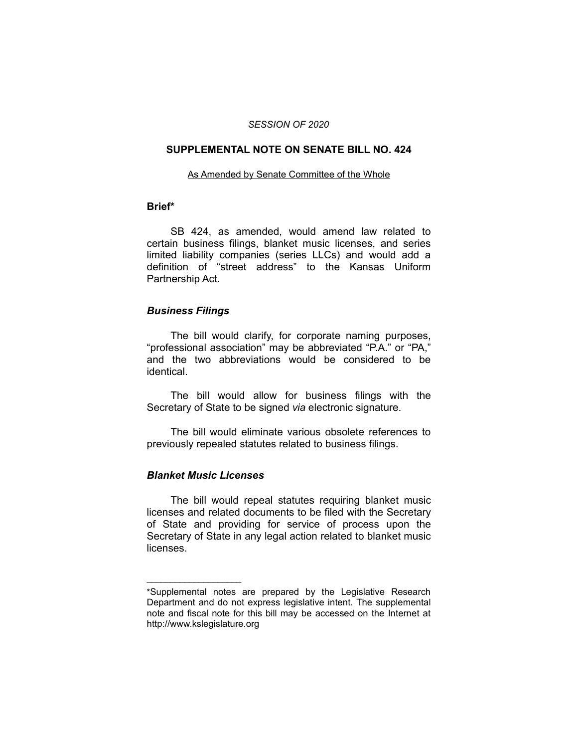*SESSION OF 2020*

## SUPPLEMENTAL NOTE ON SENATE BILL NO. 424

As Amended by Senate Committee of the Whole

### Brief*

SB 424, as amended, would amend law related to certain business filings, blanket music licenses, and series limited liability companies (series LLCs) and would add a definition of "street address" to the Kansas Uniform Partnership Act.

### *Business Filings*

The bill would clarify, for corporate naming purposes, "professional association" may be abbreviated "P.A." or "PA," and the two abbreviations would be considered to be identical.

The bill would allow for business filings with the Secretary of State to be signed *via* electronic signature.

The bill would eliminate various obsolete references to previously repealed statutes related to business filings.

### *Blanket Music Licenses*

The bill would repeal statutes requiring blanket music licenses and related documents to be filed with the Secretary of State and providing for service of process upon the Secretary of State in any legal action related to blanket music licenses.

---

*Supplemental notes are prepared by the Legislative Research Department and do not express legislative intent. The supplemental note and fiscal note for this bill may be accessed on the Internet at http://www.kslegislature.org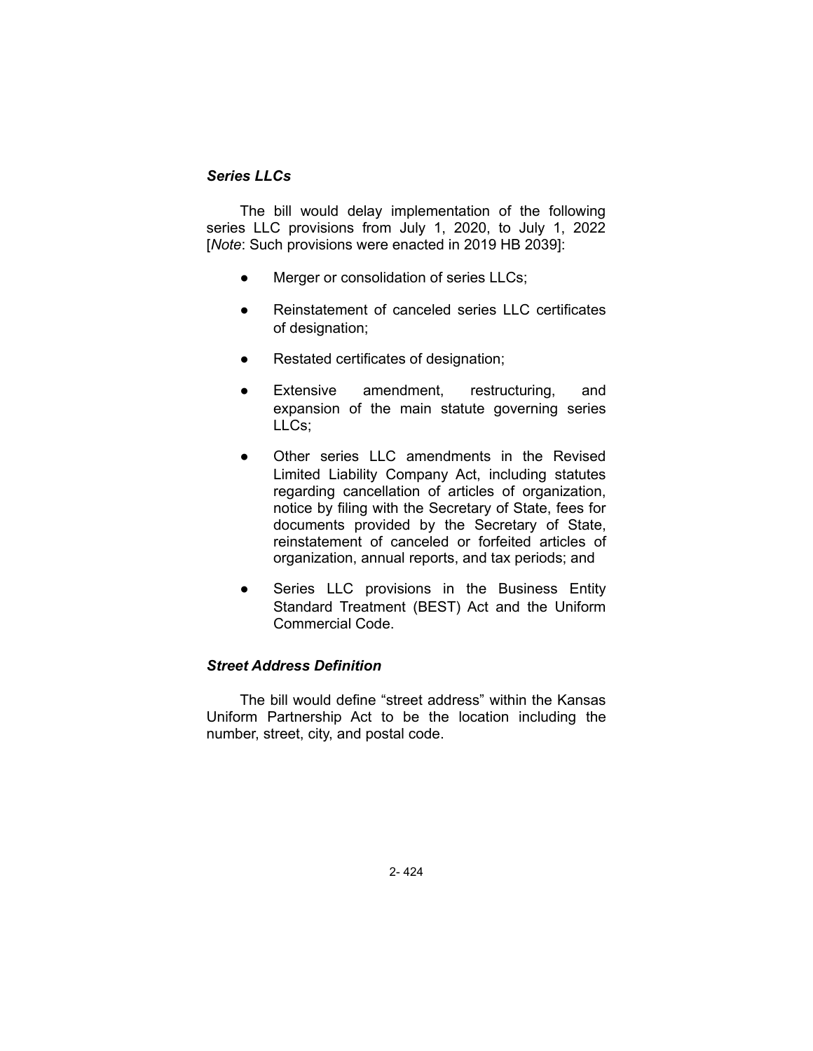### *Series LLCs*

The bill would delay implementation of the following series LLC provisions from July 1, 2020, to July 1, 2022 [*Note*: Such provisions were enacted in 2019 HB 2039]:

- Merger or consolidation of series LLCs;
- Reinstatement of canceled series LLC certificates of designation;
- Restated certificates of designation;
- Extensive amendment, restructuring, and expansion of the main statute governing series LLCs;
- Other series LLC amendments in the Revised Limited Liability Company Act, including statutes regarding cancellation of articles of organization, notice by filing with the Secretary of State, fees for documents provided by the Secretary of State, reinstatement of canceled or forfeited articles of organization, annual reports, and tax periods; and
- Series LLC provisions in the Business Entity Standard Treatment (BEST) Act and the Uniform Commercial Code.

### *Street Address Definition*

The bill would define "street address" within the Kansas Uniform Partnership Act to be the location including the number, street, city, and postal code.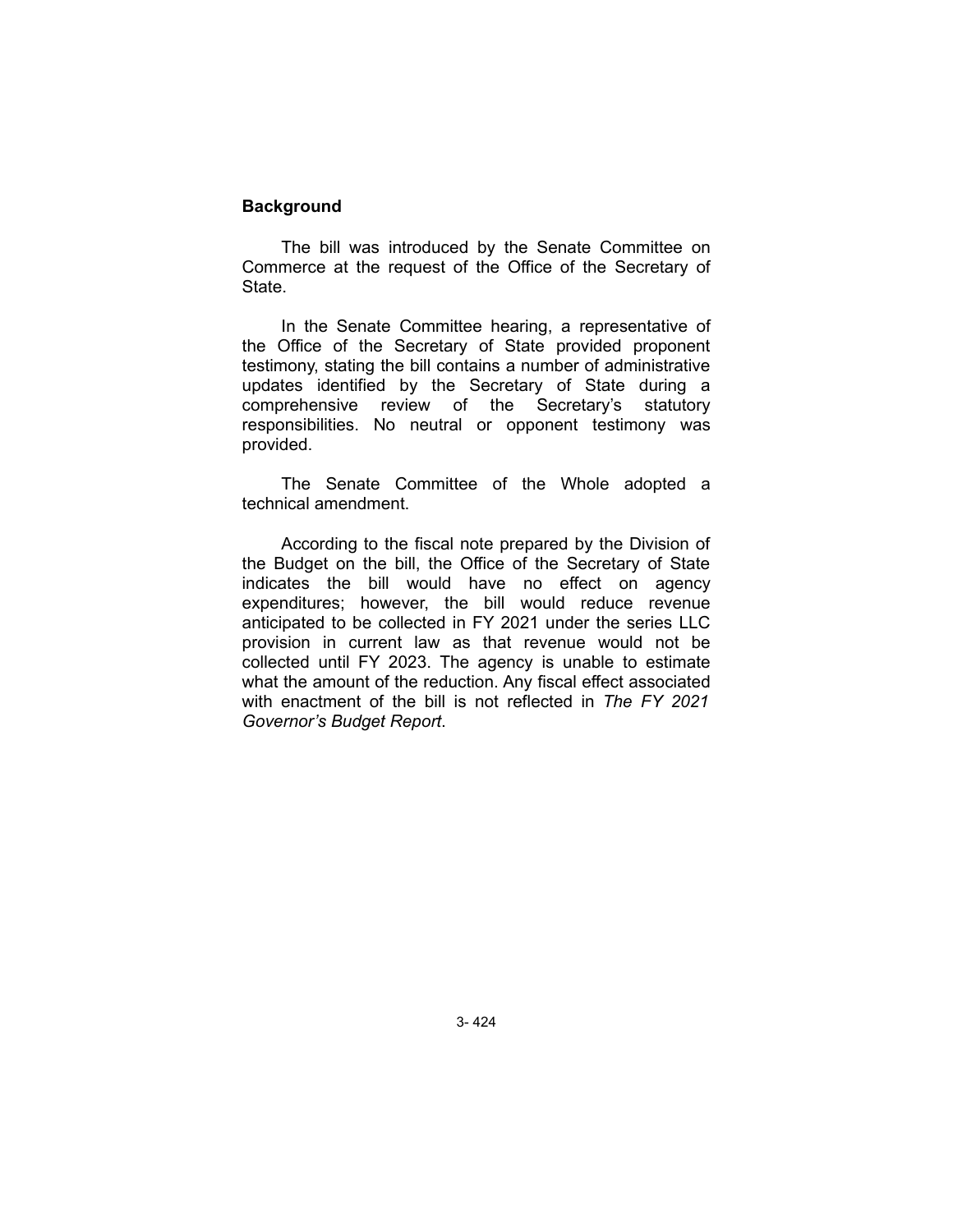## Background

The bill was introduced by the Senate Committee on Commerce at the request of the Office of the Secretary of State.

In the Senate Committee hearing, a representative of the Office of the Secretary of State provided proponent testimony, stating the bill contains a number of administrative updates identified by the Secretary of State during a comprehensive review of the Secretary's statutory responsibilities. No neutral or opponent testimony was provided.

The Senate Committee of the Whole adopted a technical amendment.

According to the fiscal note prepared by the Division of the Budget on the bill, the Office of the Secretary of State indicates the bill would have no effect on agency expenditures; however, the bill would reduce revenue anticipated to be collected in FY 2021 under the series LLC provision in current law as that revenue would not be collected until FY 2023. The agency is unable to estimate what the amount of the reduction. Any fiscal effect associated with enactment of the bill is not reflected in *The FY 2021 Governor's Budget Report*.